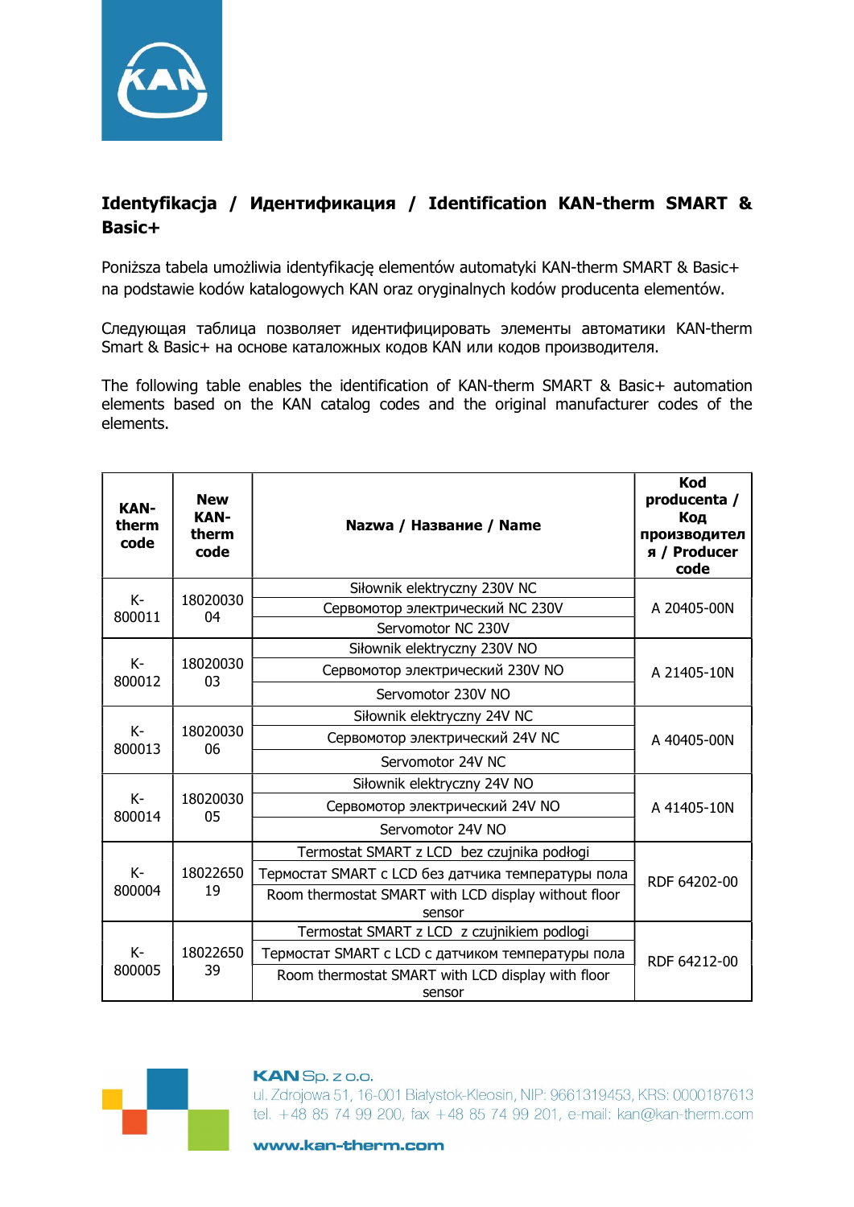## Identyfikacja / Идентификация / Identification KAN-therm SMART & Basic+

Poniższa tabela umożliwia identyfikację elementów automatyki KAN-therm SMART & Basic+ na podstawie kodów katalogowych KAN oraz oryginalnych kodów producenta elementów.

Следующая таблица позволяет идентифицировать элементы автоматики KAN-therm Smart & Basic+ на основе каталожных кодов KAN или кодов производителя.

The following table enables the identification of KAN-therm SMART & Basic+ automation elements based on the KAN catalog codes and the original manufacturer codes of the elements.

| KAN-therm code | New KAN-therm code | Nazwa / Название / Name | Kod producenta / Код производителя / Producer code |
|---|---|---|---|
| K-800011 | 1802003004 | Siłownik elektryczny 230V NC<br>Сервомотор электрический NC 230V<br>Servomotor NC 230V | A 20405-00N |
| K-800012 | 1802003003 | Siłownik elektryczny 230V NO<br>Сервомотор электрический 230V NO<br>Servomotor 230V NO | A 21405-10N |
| K-800013 | 1802003006 | Siłownik elektryczny 24V NC<br>Сервомотор электрический 24V NC<br>Servomotor 24V NC | A 40405-00N |
| K-800014 | 1802003005 | Siłownik elektryczny 24V NO<br>Сервомотор электрический 24V NO<br>Servomotor 24V NO | A 41405-10N |
| K-800004 | 1802265019 | Termostat SMART z LCD bez czujnika podłogi<br>Термостат SMART с LCD без датчика температуры пола<br>Room thermostat SMART with LCD display without floor sensor | RDF 64202-00 |
| K-800005 | 1802265039 | Termostat SMART z LCD z czujnikiem podlogi<br>Термостат SMART с LCD с датчиком температуры пола<br>Room thermostat SMART with LCD display with floor sensor | RDF 64212-00 |

**KAN** Sp. z o.o.
ul. Zdrojowa 51, 16-001 Białystok-Kleosin, NIP: 9661319453, KRS: 0000187613
tel. +48 85 74 99 200, fax +48 85 74 99 201, e-mail: kan@kan-therm.com

www.kan-therm.com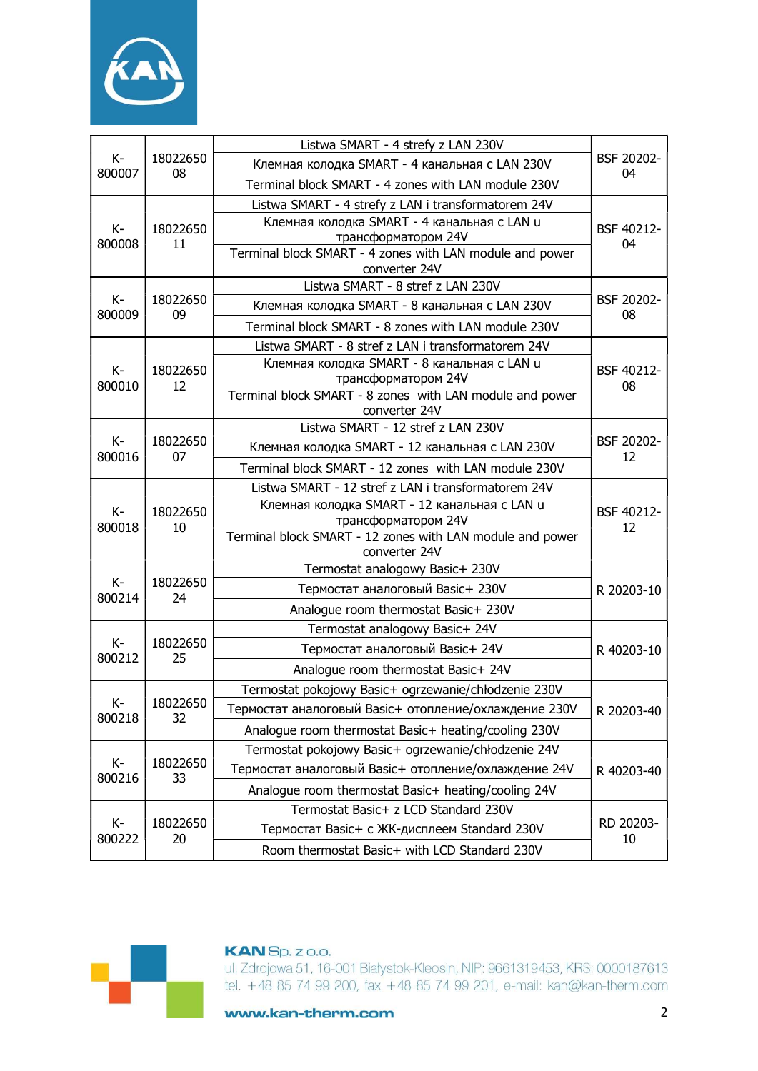| K-800007 | 1802265008 | Listwa SMART - 4 strefy z LAN 230V<br>Клемная колодка SMART - 4 канальная с LAN 230V<br>Terminal block SMART - 4 zones with LAN module 230V | BSF 20202-04 |
|---|---|---|---|
| K-800008 | 1802265011 | Listwa SMART - 4 strefy z LAN i transformatorem 24V<br>Клемная колодка SMART - 4 канальная с LAN u трансформатором 24V<br>Terminal block SMART - 4 zones with LAN module and power converter 24V | BSF 40212-04 |
| K-800009 | 1802265009 | Listwa SMART - 8 stref z LAN 230V<br>Клемная колодка SMART - 8 канальная с LAN 230V<br>Terminal block SMART - 8 zones with LAN module 230V | BSF 20202-08 |
| K-800010 | 1802265012 | Listwa SMART - 8 stref z LAN i transformatorem 24V<br>Клемная колодка SMART - 8 канальная с LAN u трансформатором 24V<br>Terminal block SMART - 8 zones with LAN module and power converter 24V | BSF 40212-08 |
| K-800016 | 1802265007 | Listwa SMART - 12 stref z LAN 230V<br>Клемная колодка SMART - 12 канальная с LAN 230V<br>Terminal block SMART - 12 zones with LAN module 230V | BSF 20202-12 |
| K-800018 | 1802265010 | Listwa SMART - 12 stref z LAN i transformatorem 24V<br>Клемная колодка SMART - 12 канальная с LAN u трансформатором 24V<br>Terminal block SMART - 12 zones with LAN module and power converter 24V | BSF 40212-12 |
| K-800214 | 1802265024 | Termostat analogowy Basic+ 230V<br>Термостат аналоговый Basic+ 230V<br>Analogue room thermostat Basic+ 230V | R 20203-10 |
| K-800212 | 1802265025 | Termostat analogowy Basic+ 24V<br>Термостат аналоговый Basic+ 24V<br>Analogue room thermostat Basic+ 24V | R 40203-10 |
| K-800218 | 1802265032 | Termostat pokojowy Basic+ ogrzewanie/chłodzenie 230V<br>Термостат аналоговый Basic+ отопление/охлаждение 230V<br>Analogue room thermostat Basic+ heating/cooling 230V | R 20203-40 |
| K-800216 | 1802265033 | Termostat pokojowy Basic+ ogrzewanie/chłodzenie 24V<br>Термостат аналоговый Basic+ отопление/охлаждение 24V<br>Analogue room thermostat Basic+ heating/cooling 24V | R 40203-40 |
| K-800222 | 1802265020 | Termostat Basic+ z LCD Standard 230V<br>Термостат Basic+ с ЖК-дисплеем Standard 230V<br>Room thermostat Basic+ with LCD Standard 230V | RD 20203-10 |

**KAN** Sp. z o.o.
ul. Zdrojowa 51, 16-001 Białystok-Kleosin, NIP: 9661319453, KRS: 0000187613
tel. +48 85 74 99 200, fax +48 85 74 99 201, e-mail: kan@kan-therm.com

**www.kan-therm.com**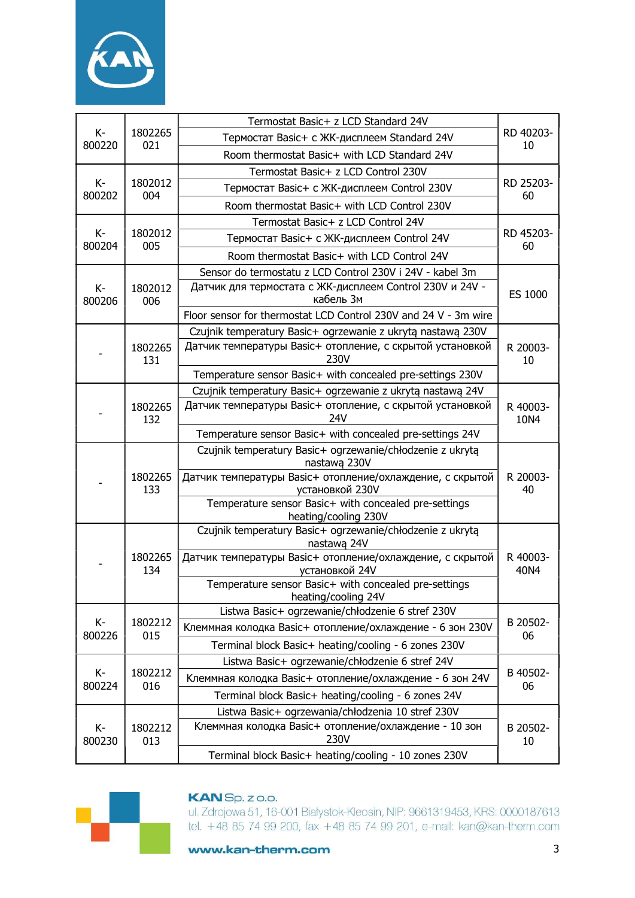| | | | |
|---|---|---|---|
| K-800220 | 1802265021 | Termostat Basic+ z LCD Standard 24V<br>Термостат Basic+ с ЖК-дисплеем Standard 24V<br>Room thermostat Basic+ with LCD Standard 24V | RD 40203-10 |
| K-800202 | 1802012004 | Termostat Basic+ z LCD Control 230V<br>Термостат Basic+ с ЖК-дисплеем Control 230V<br>Room thermostat Basic+ with LCD Control 230V | RD 25203-60 |
| K-800204 | 1802012005 | Termostat Basic+ z LCD Control 24V<br>Термостат Basic+ с ЖК-дисплеем Control 24V<br>Room thermostat Basic+ with LCD Control 24V | RD 45203-60 |
| K-800206 | 1802012006 | Sensor do termostatu z LCD Control 230V i 24V - kabel 3m<br>Датчик для термостата с ЖК-дисплеем Control 230V и 24V - кабель 3м<br>Floor sensor for thermostat LCD Control 230V and 24 V - 3m wire | ES 1000 |
| - | 1802265131 | Czujnik temperatury Basic+ ogrzewanie z ukrytą nastawą 230V<br>Датчик температуры Basic+ отопление, с скрытой установкой 230V<br>Temperature sensor Basic+ with concealed pre-settings 230V | R 20003-10 |
| - | 1802265132 | Czujnik temperatury Basic+ ogrzewanie z ukrytą nastawą 24V<br>Датчик температуры Basic+ отопление, с скрытой установкой 24V<br>Temperature sensor Basic+ with concealed pre-settings 24V | R 40003-10N4 |
| - | 1802265133 | Czujnik temperatury Basic+ ogrzewanie/chłodzenie z ukrytą nastawą 230V<br>Датчик температуры Basic+ отопление/охлаждение, с скрытой установкой 230V<br>Temperature sensor Basic+ with concealed pre-settings heating/cooling 230V | R 20003-40 |
| - | 1802265134 | Czujnik temperatury Basic+ ogrzewanie/chłodzenie z ukrytą nastawą 24V<br>Датчик температуры Basic+ отопление/охлаждение, с скрытой установкой 24V<br>Temperature sensor Basic+ with concealed pre-settings heating/cooling 24V | R 40003-40N4 |
| K-800226 | 1802212015 | Listwa Basic+ ogrzewanie/chłodzenie 6 stref 230V<br>Клеммная колодка Basic+ отопление/охлаждение - 6 зон 230V<br>Terminal block Basic+ heating/cooling - 6 zones 230V | B 20502-06 |
| K-800224 | 1802212016 | Listwa Basic+ ogrzewanie/chłodzenie 6 stref 24V<br>Клеммная колодка Basic+ отопление/охлаждение - 6 зон 24V<br>Terminal block Basic+ heating/cooling - 6 zones 24V | B 40502-06 |
| K-800230 | 1802212013 | Listwa Basic+ ogrzewania/chłodzenia 10 stref 230V<br>Клеммная колодка Basic+ отопление/охлаждение - 10 зон 230V<br>Terminal block Basic+ heating/cooling - 10 zones 230V | B 20502-10 |

**KAN** Sp. z o.o.
ul. Zdrojowa 51, 16-001 Białystok-Kleosin, NIP: 9661319453, KRS: 0000187613
tel. +48 85 74 99 200, fax +48 85 74 99 201, e-mail: kan@kan-therm.com

**www.kan-therm.com**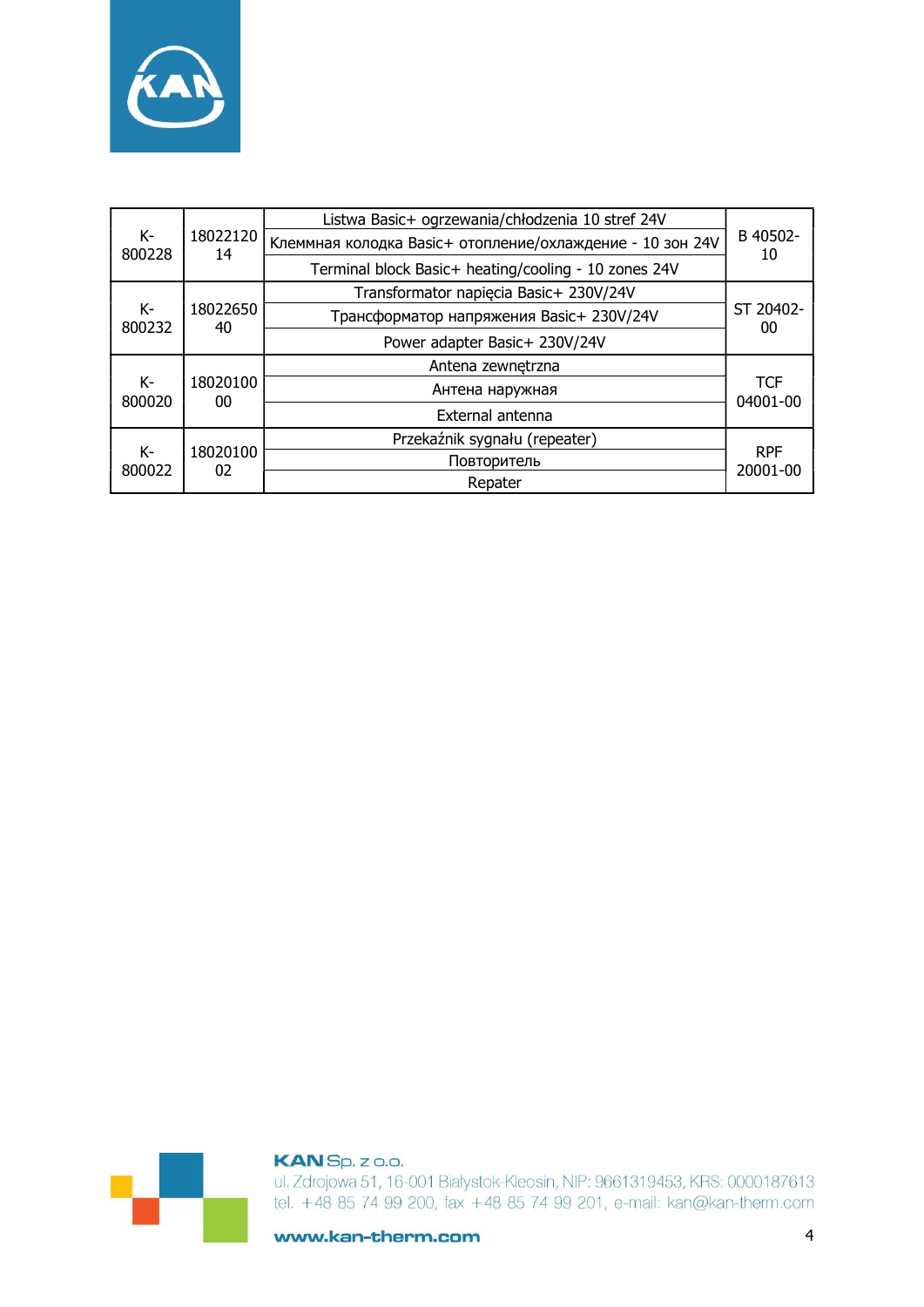| | | | |
|---|---|---|---|
| K-800228 | 1802212014 | Listwa Basic+ ogrzewania/chłodzenia 10 stref 24V<br>Клеммная колодка Basic+ отопление/охлаждение - 10 зон 24V<br>Terminal block Basic+ heating/cooling - 10 zones 24V | B 40502-10 |
| K-800232 | 1802265040 | Transformator napięcia Basic+ 230V/24V<br>Трансформатор напряжения Basic+ 230V/24V<br>Power adapter Basic+ 230V/24V | ST 20402-00 |
| K-800020 | 1802010000 | Antena zewnętrzna<br>Антена наружная<br>External antenna | TCF 04001-00 |
| K-800022 | 1802010002 | Przekaźnik sygnału (repeater)<br>Повторитель<br>Repater | RPF 20001-00 |